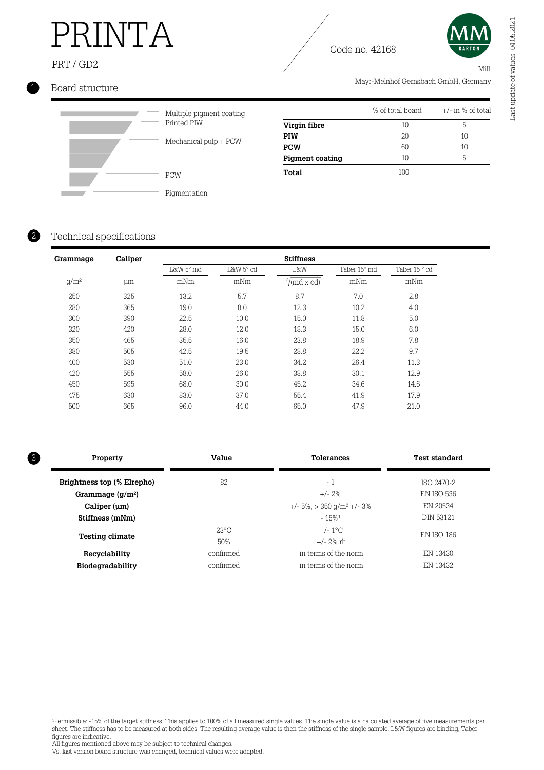# PRINTA

PRT / GD2

Code no. 42168

Mill

Mayr-Melnhof Gernsbach GmbH, Germany

Last update of values 04.05.2021

## 1 Board structure

- Multiple pigment coating
- Printed PIW
- Mechanical pulp + PCW
- PCW
- Pigmentation

| | % of total board | +/- in % of total |
|---|---|---|
| **Virgin fibre** | 10 | 5 |
| **PIW** | 20 | 10 |
| **PCW** | 60 | 10 |
| **Pigment coating** | 10 | 5 |
| **Total** | 100 | |

## 2 Technical specifications

| Grammage | Caliper | Stiffness | | | | |
|---|---|---|---|---|---|---|
| | | L&W 5° md | L&W 5° cd | L&W | Taber 15° md | Taber 15 ° cd |
| g/m² | µm | mNm | mNm | $\sqrt{(md \times cd)}$ | mNm | mNm |
| 250 | 325 | 13.2 | 5.7 | 8.7 | 7.0 | 2.8 |
| 280 | 365 | 19.0 | 8.0 | 12.3 | 10.2 | 4.0 |
| 300 | 390 | 22.5 | 10.0 | 15.0 | 11.8 | 5.0 |
| 320 | 420 | 28.0 | 12.0 | 18.3 | 15.0 | 6.0 |
| 350 | 465 | 35.5 | 16.0 | 23.8 | 18.9 | 7.8 |
| 380 | 505 | 42.5 | 19.5 | 28.8 | 22.2 | 9.7 |
| 400 | 530 | 51.0 | 23.0 | 34.2 | 26.4 | 11.3 |
| 420 | 555 | 58.0 | 26.0 | 38.8 | 30.1 | 12.9 |
| 450 | 595 | 68.0 | 30.0 | 45.2 | 34.6 | 14.6 |
| 475 | 630 | 83.0 | 37.0 | 55.4 | 41.9 | 17.9 |
| 500 | 665 | 96.0 | 44.0 | 65.0 | 47.9 | 21.0 |

## 3

| Property | Value | Tolerances | Test standard |
|---|---|---|---|
| **Brightness top (% Elrepho)** | 82 | - 1 | ISO 2470-2 |
| **Grammage (g/m²)** | | +/- 2% | EN ISO 536 |
| **Caliper (µm)** | | +/- 5%, > 350 g/m² +/- 3% | EN 20534 |
| **Stiffness (mNm)** | | - 15%[1] | DIN 53121 |
| **Testing climate** | 23°C<br>50% | +/- 1°C<br>+/- 2% rh | EN ISO 186 |
| **Recyclability** | confirmed | in terms of the norm | EN 13430 |
| **Biodegradability** | confirmed | in terms of the norm | EN 13432 |

[1]Permissible: -15% of the target stiffness. This applies to 100% of all measured single values. The single value is a calculated average of five measurements per sheet. The stiffness has to be measured at both sides. The resulting average value is then the stiffness of the single sample. L&W figures are binding, Taber figures are indicative.

All figures mentioned above may be subject to technical changes.

Vs. last version board structure was changed, technical values were adapted.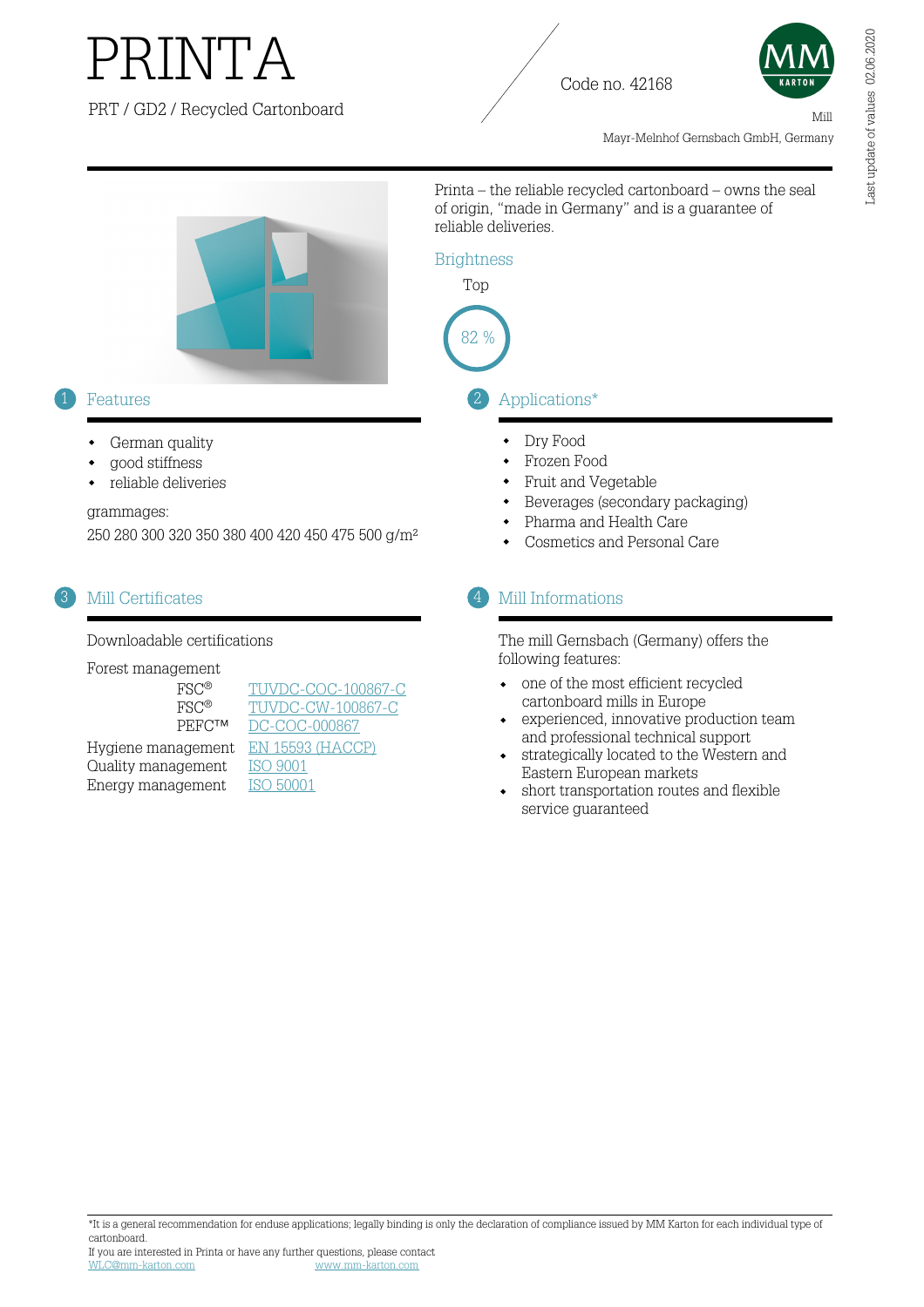# PRINTA

PRT / GD2 / Recycled Cartonboard

Code no. 42168

Mill
Mayr-Melnhof Gernsbach GmbH, Germany

Last update of values 02.06.2020

Printa – the reliable recycled cartonboard – owns the seal of origin, "made in Germany" and is a guarantee of reliable deliveries.

## Brightness

Top

82 %

## 1 Features

- German quality
- good stiffness
- reliable deliveries

grammages:

250 280 300 320 350 380 400 420 450 475 500 g/m²

## 2 Applications*

- Dry Food
- Frozen Food
- Fruit and Vegetable
- Beverages (secondary packaging)
- Pharma and Health Care
- Cosmetics and Personal Care

## 3 Mill Certificates

Downloadable certifications

| | | |
|---|---|---|
| Forest management | | |
| | FSC® | TUVDC-COC-100867-C |
| | FSC® | TUVDC-CW-100867-C |
| | PEFC™ | DC-COC-000867 |
| Hygiene management | | EN 15593 (HACCP) |
| Quality management | | ISO 9001 |
| Energy management | | ISO 50001 |

## 4 Mill Informations

The mill Gernsbach (Germany) offers the following features:

- one of the most efficient recycled cartonboard mills in Europe
- experienced, innovative production team and professional technical support
- strategically located to the Western and Eastern European markets
- short transportation routes and flexible service guaranteed

*It is a general recommendation for enduse applications; legally binding is only the declaration of compliance issued by MM Karton for each individual type of cartonboard.

If you are interested in Printa or have any further questions, please contact

WLC@mm-karton.com www.mm-karton.com